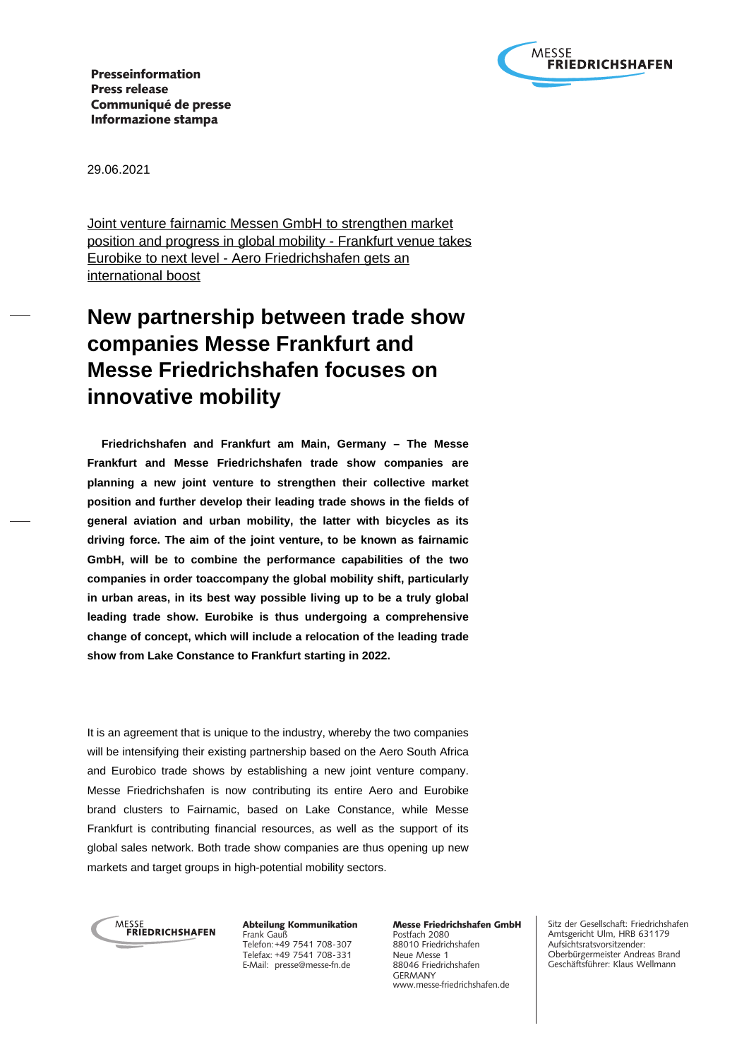**Presseinformation**
**Press release**
**Communiqué de presse**
**Informazione stampa**

29.06.2021

Joint venture fairnamic Messen GmbH to strengthen market position and progress in global mobility - Frankfurt venue takes Eurobike to next level - Aero Friedrichshafen gets an international boost

# New partnership between trade show companies Messe Frankfurt and Messe Friedrichshafen focuses on innovative mobility

**Friedrichshafen and Frankfurt am Main, Germany – The Messe Frankfurt and Messe Friedrichshafen trade show companies are planning a new joint venture to strengthen their collective market position and further develop their leading trade shows in the fields of general aviation and urban mobility, the latter with bicycles as its driving force. The aim of the joint venture, to be known as fairnamic GmbH, will be to combine the performance capabilities of the two companies in order toaccompany the global mobility shift, particularly in urban areas, in its best way possible living up to be a truly global leading trade show. Eurobike is thus undergoing a comprehensive change of concept, which will include a relocation of the leading trade show from Lake Constance to Frankfurt starting in 2022.**

It is an agreement that is unique to the industry, whereby the two companies will be intensifying their existing partnership based on the Aero South Africa and Eurobico trade shows by establishing a new joint venture company. Messe Friedrichshafen is now contributing its entire Aero and Eurobike brand clusters to Fairnamic, based on Lake Constance, while Messe Frankfurt is contributing financial resources, as well as the support of its global sales network. Both trade show companies are thus opening up new markets and target groups in high-potential mobility sectors.

**Abteilung Kommunikation**
Frank Gauß
Telefon: +49 7541 708-307
Telefax: +49 7541 708-331
E-Mail: presse@messe-fn.de

**Messe Friedrichshafen GmbH**
Postfach 2080
88010 Friedrichshafen
Neue Messe 1
88046 Friedrichshafen
GERMANY
www.messe-friedrichshafen.de

Sitz der Gesellschaft: Friedrichshafen
Amtsgericht Ulm, HRB 631179
Aufsichtsratsvorsitzender:
Oberbürgermeister Andreas Brand
Geschäftsführer: Klaus Wellmann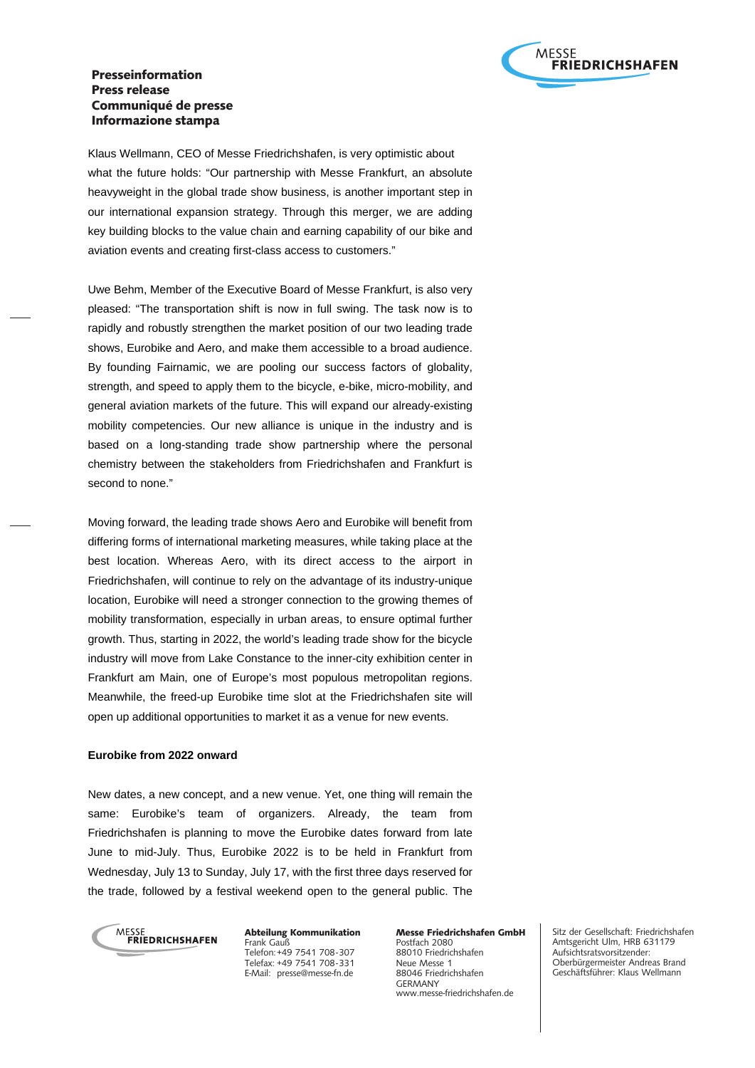Klaus Wellmann, CEO of Messe Friedrichshafen, is very optimistic about what the future holds: "Our partnership with Messe Frankfurt, an absolute heavyweight in the global trade show business, is another important step in our international expansion strategy. Through this merger, we are adding key building blocks to the value chain and earning capability of our bike and aviation events and creating first-class access to customers."

Uwe Behm, Member of the Executive Board of Messe Frankfurt, is also very pleased: "The transportation shift is now in full swing. The task now is to rapidly and robustly strengthen the market position of our two leading trade shows, Eurobike and Aero, and make them accessible to a broad audience. By founding Fairnamic, we are pooling our success factors of globality, strength, and speed to apply them to the bicycle, e-bike, micro-mobility, and general aviation markets of the future. This will expand our already-existing mobility competencies. Our new alliance is unique in the industry and is based on a long-standing trade show partnership where the personal chemistry between the stakeholders from Friedrichshafen and Frankfurt is second to none."

Moving forward, the leading trade shows Aero and Eurobike will benefit from differing forms of international marketing measures, while taking place at the best location. Whereas Aero, with its direct access to the airport in Friedrichshafen, will continue to rely on the advantage of its industry-unique location, Eurobike will need a stronger connection to the growing themes of mobility transformation, especially in urban areas, to ensure optimal further growth. Thus, starting in 2022, the world's leading trade show for the bicycle industry will move from Lake Constance to the inner-city exhibition center in Frankfurt am Main, one of Europe's most populous metropolitan regions. Meanwhile, the freed-up Eurobike time slot at the Friedrichshafen site will open up additional opportunities to market it as a venue for new events.

**Eurobike from 2022 onward**

New dates, a new concept, and a new venue. Yet, one thing will remain the same: Eurobike's team of organizers. Already, the team from Friedrichshafen is planning to move the Eurobike dates forward from late June to mid-July. Thus, Eurobike 2022 is to be held in Frankfurt from Wednesday, July 13 to Sunday, July 17, with the first three days reserved for the trade, followed by a festival weekend open to the general public. The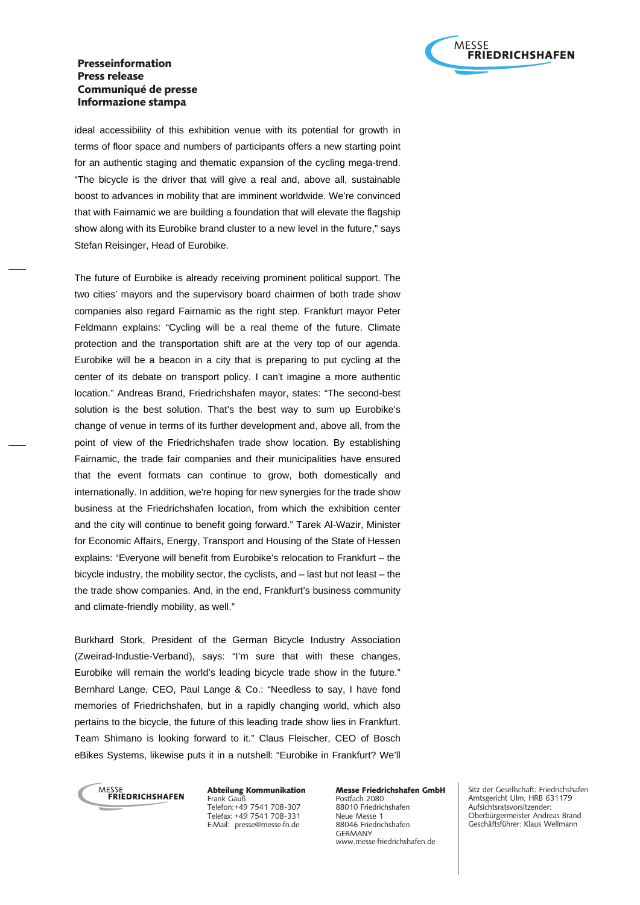ideal accessibility of this exhibition venue with its potential for growth in terms of floor space and numbers of participants offers a new starting point for an authentic staging and thematic expansion of the cycling mega-trend. “The bicycle is the driver that will give a real and, above all, sustainable boost to advances in mobility that are imminent worldwide. We’re convinced that with Fairnamic we are building a foundation that will elevate the flagship show along with its Eurobike brand cluster to a new level in the future,” says Stefan Reisinger, Head of Eurobike.

The future of Eurobike is already receiving prominent political support. The two cities’ mayors and the supervisory board chairmen of both trade show companies also regard Fairnamic as the right step. Frankfurt mayor Peter Feldmann explains: “Cycling will be a real theme of the future. Climate protection and the transportation shift are at the very top of our agenda. Eurobike will be a beacon in a city that is preparing to put cycling at the center of its debate on transport policy. I can't imagine a more authentic location.” Andreas Brand, Friedrichshafen mayor, states: “The second-best solution is the best solution. That’s the best way to sum up Eurobike’s change of venue in terms of its further development and, above all, from the point of view of the Friedrichshafen trade show location. By establishing Fairnamic, the trade fair companies and their municipalities have ensured that the event formats can continue to grow, both domestically and internationally. In addition, we're hoping for new synergies for the trade show business at the Friedrichshafen location, from which the exhibition center and the city will continue to benefit going forward.” Tarek Al-Wazir, Minister for Economic Affairs, Energy, Transport and Housing of the State of Hessen explains: “Everyone will benefit from Eurobike’s relocation to Frankfurt – the bicycle industry, the mobility sector, the cyclists, and – last but not least – the the trade show companies. And, in the end, Frankfurt’s business community and climate-friendly mobility, as well.”

Burkhard Stork, President of the German Bicycle Industry Association (Zweirad-Industie-Verband), says: “I’m sure that with these changes, Eurobike will remain the world’s leading bicycle trade show in the future.” Bernhard Lange, CEO, Paul Lange & Co.: “Needless to say, I have fond memories of Friedrichshafen, but in a rapidly changing world, which also pertains to the bicycle, the future of this leading trade show lies in Frankfurt. Team Shimano is looking forward to it.” Claus Fleischer, CEO of Bosch eBikes Systems, likewise puts it in a nutshell: “Eurobike in Frankfurt? We’ll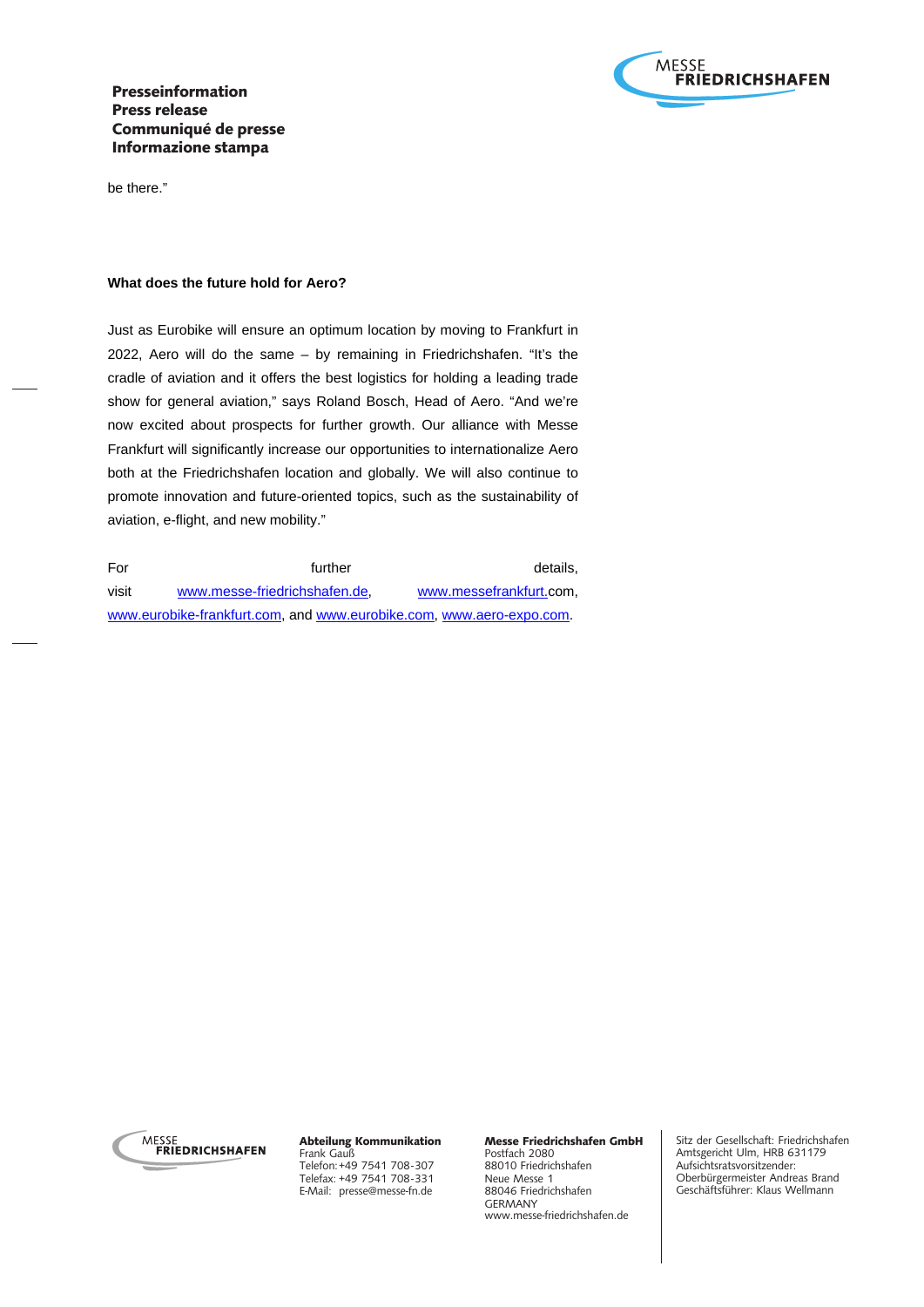be there."

**What does the future hold for Aero?**

Just as Eurobike will ensure an optimum location by moving to Frankfurt in 2022, Aero will do the same – by remaining in Friedrichshafen. "It's the cradle of aviation and it offers the best logistics for holding a leading trade show for general aviation," says Roland Bosch, Head of Aero. "And we're now excited about prospects for further growth. Our alliance with Messe Frankfurt will significantly increase our opportunities to internationalize Aero both at the Friedrichshafen location and globally. We will also continue to promote innovation and future-oriented topics, such as the sustainability of aviation, e-flight, and new mobility."

For further details, visit www.messe-friedrichshafen.de, www.messefrankfurt.com, www.eurobike-frankfurt.com, and www.eurobike.com, www.aero-expo.com.